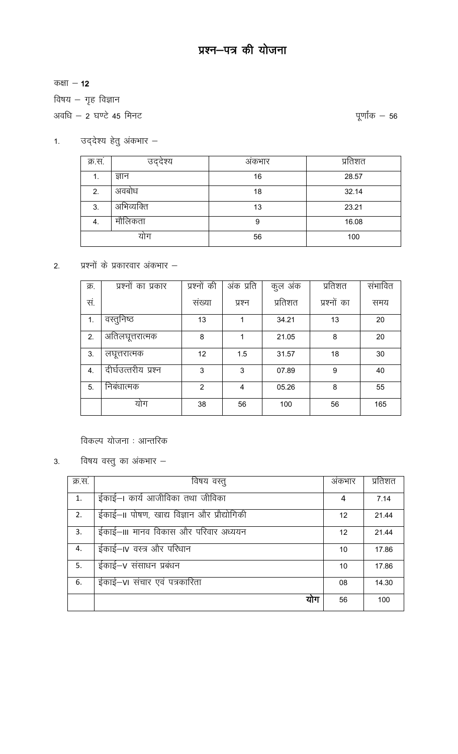# प्रश्न–पत्र की योजना

कक्षा – **12**

विषय – गृह विज्ञान

अवधि – 2 घण्टे 45 मिनट

पूर्णांक – 56

1. उद्देश्य हेतु अंकभार –

| क्र.स. | उद्देश्य | अंकभार | प्रतिशत |
|---|---|---|---|
| 1. | ज्ञान | 16 | 28.57 |
| 2. | अवबोध | 18 | 32.14 |
| 3. | अभिव्यक्ति | 13 | 23.21 |
| 4. | मौलिकता | 9 | 16.08 |
| योग | | 56 | 100 |

2. प्रश्नों के प्रकारवार अंकभार –

| क्र. सं. | प्रश्नों का प्रकार | प्रश्नों की संख्या | अंक प्रति प्रश्न | कुल अंक प्रतिशत | प्रतिशत प्रश्नों का | संभावित समय |
|---|---|---|---|---|---|---|
| 1. | वस्तुनिष्ठ | 13 | 1 | 34.21 | 13 | 20 |
| 2. | अतिलघूत्तरात्मक | 8 | 1 | 21.05 | 8 | 20 |
| 3. | लघूत्तरात्मक | 12 | 1.5 | 31.57 | 18 | 30 |
| 4. | दीर्घउत्तरीय प्रश्न | 3 | 3 | 07.89 | 9 | 40 |
| 5. | निबंधात्मक | 2 | 4 | 05.26 | 8 | 55 |
| | योग | 38 | 56 | 100 | 56 | 165 |

विकल्प योजना : आन्तरिक

3. विषय वस्तु का अंकभार –

| क्र.स. | विषय वस्तु | अंकभार | प्रतिशत |
|---|---|---|---|
| 1. | ईकाई–I कार्य आजीविका तथा जीविका | 4 | 7.14 |
| 2. | ईकाई–II पोषण, खाद्य विज्ञान और प्रौद्योगिकी | 12 | 21.44 |
| 3. | ईकाई–III मानव विकास और परिवार अध्ययन | 12 | 21.44 |
| 4. | ईकाई–IV वस्त्र और परिधान | 10 | 17.86 |
| 5. | ईकाई–V संसाधन प्रबंधन | 10 | 17.86 |
| 6. | ईकाई–VI संचार एवं पत्रकारिता | 08 | 14.30 |
| | **योग** | 56 | 100 |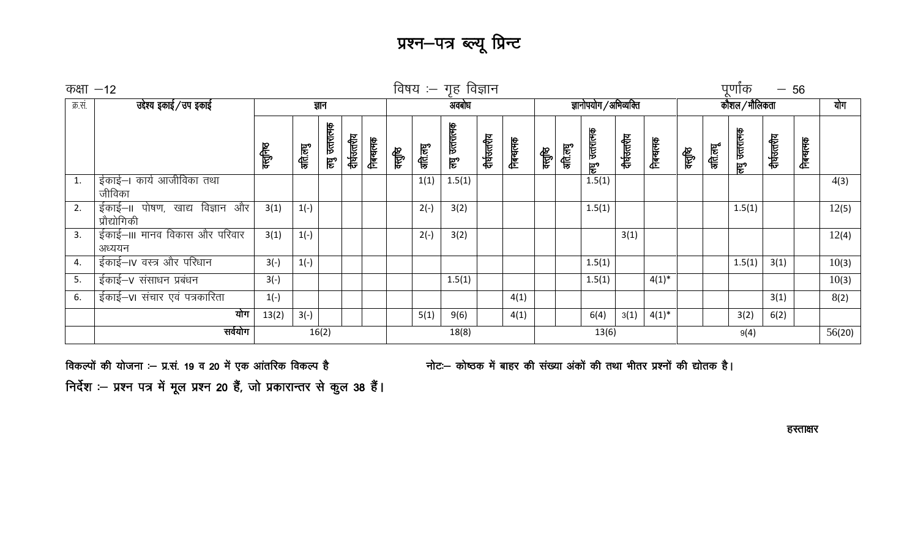# प्रश्न–पत्र ब्ल्यू प्रिन्ट

कक्षा –12 | विषय :– गृह विज्ञान | पूर्णांक – 56

| क्र.सं. | उद्देश्य इकाई/उप इकाई | ज्ञान | | | | | अवबोध | | | | | ज्ञानोपयोग/अभिव्यक्ति | | | | | कौशल/मौलिकता | | | | | योग |
|---|---|---|---|---|---|---|---|---|---|---|---|---|---|---|---|---|---|---|---|---|---|---|
| | | वस्तुनिष्ठ | अति.लघु | लघु उत्तरात्मक | दीर्घउत्तरीय | निबन्धात्मक | वस्तुनिष्ठ | अति.लघु | लघु उत्तरात्मक | दीर्घउत्तरीय | निबन्धात्मक | वस्तुनिष्ठ | अति.लघु | लघु उत्तरात्मक | दीर्घउत्तरीय | निबन्धात्मक | वस्तुनिष्ठ | अति.लघु | लघु उत्तरात्मक | दीर्घउत्तरीय | निबन्धात्मक | |
| 1. | ईकाई–I कार्य आजीविका तथा जीविका | | | | | | | 1(1) | 1.5(1) | | | | | 1.5(1) | | | | | | | | 4(3) |
| 2. | ईकाई–II पोषण, खाद्य विज्ञान और प्रौद्योगिकी | 3(1) | 1(-) | | | | | 2(-) | 3(2) | | | | | 1.5(1) | | | | | 1.5(1) | | | 12(5) |
| 3. | ईकाई–III मानव विकास और परिवार अध्ययन | 3(1) | 1(-) | | | | | 2(-) | 3(2) | | | | | | 3(1) | | | | | | | 12(4) |
| 4. | ईकाई–IV वस्त्र और परिधान | 3(-) | 1(-) | | | | | | | | | | | 1.5(1) | | | | | 1.5(1) | 3(1) | | 10(3) |
| 5. | ईकाई–V संसाधन प्रबंधन | 3(-) | | | | | | | 1.5(1) | | | | | 1.5(1) | | 4(1)* | | | | | | 10(3) |
| 6. | ईकाई–VI संचार एवं पत्रकारिता | 1(-) | | | | | | | | | 4(1) | | | | | | | | | 3(1) | | 8(2) |
| | योग | 13(2) | 3(-) | | | | | 5(1) | 9(6) | | 4(1) | | | 6(4) | 3(1) | 4(1)* | | | 3(2) | 6(2) | | |
| | सर्वयोग | 16(2) | | | | | 18(8) | | | | | 13(6) | | | | | 9(4) | | | | | 56(20) |

**विकल्पों की योजना :– प्र.सं. 19 व 20 में एक आंतरिक विकल्प है**

**नोटः– कोष्ठक में बाहर की संख्या अंकों की तथा भीतर प्रश्नों की द्योतक है।**

**निर्देश :– प्रश्न पत्र में मूल प्रश्न 20 हैं, जो प्रकारान्तर से कुल 38 हैं।**

हस्ताक्षर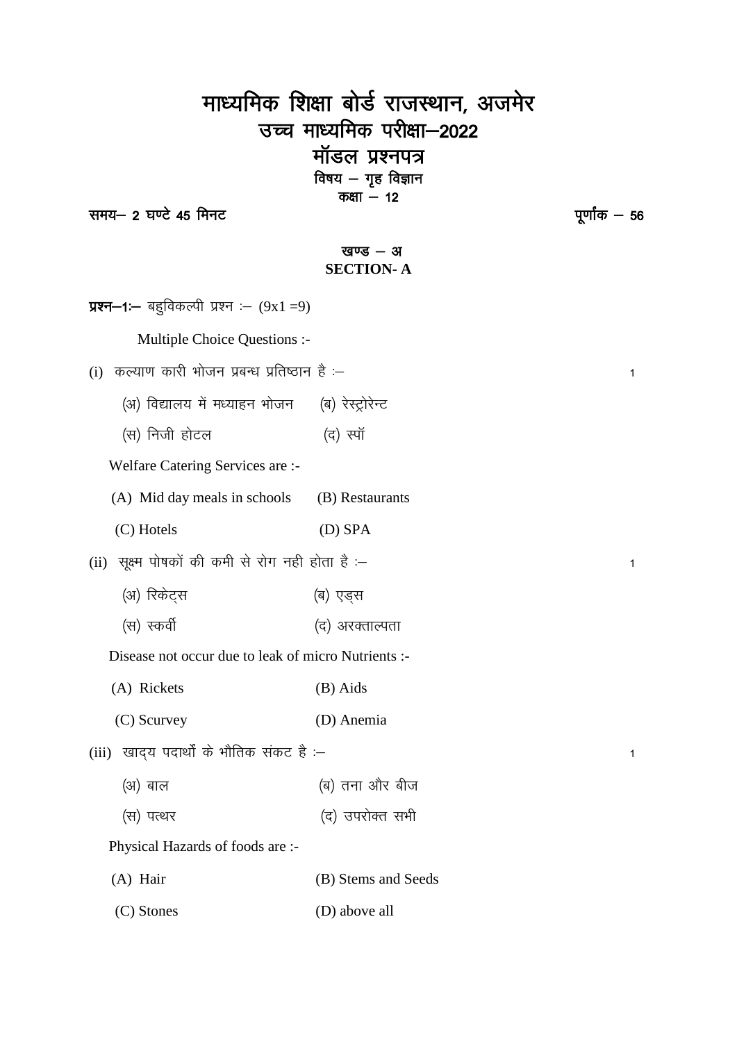# माध्यमिक शिक्षा बोर्ड राजस्थान, अजमेर

## उच्च माध्यमिक परीक्षा–2022

## मॉडल प्रश्नपत्र

### विषय – गृह विज्ञान

### कक्षा – 12

**समय– 2 घण्टे 45 मिनट** **पूर्णांक – 56**

### खण्ड – अ
### SECTION- A

**प्रश्न–1:–** बहुविकल्पी प्रश्न :– (9x1 =9)

Multiple Choice Questions :-

(i) कल्याण कारी भोजन प्रबन्ध प्रतिष्ठान है :– 1

(अ) विद्यालय में मध्याहन भोजन (ब) रेस्ट्रोरेन्ट

(स) निजी होटल (द) स्पॉ

Welfare Catering Services are :-

(A) Mid day meals in schools (B) Restaurants

(C) Hotels (D) SPA

(ii) सूक्ष्म पोषकों की कमी से रोग नही होता है :– 1

(अ) रिकेट्स (ब) एड्स

(स) स्कर्वी (द) अरक्ताल्पता

Disease not occur due to leak of micro Nutrients :-

(A) Rickets (B) Aids

(C) Scurvey (D) Anemia

(iii) खाद्य पदार्थों के भौतिक संकट है :– 1

(अ) बाल (ब) तना और बीज

(स) पत्थर (द) उपरोक्त सभी

Physical Hazards of foods are :-

(A) Hair (B) Stems and Seeds

(C) Stones (D) above all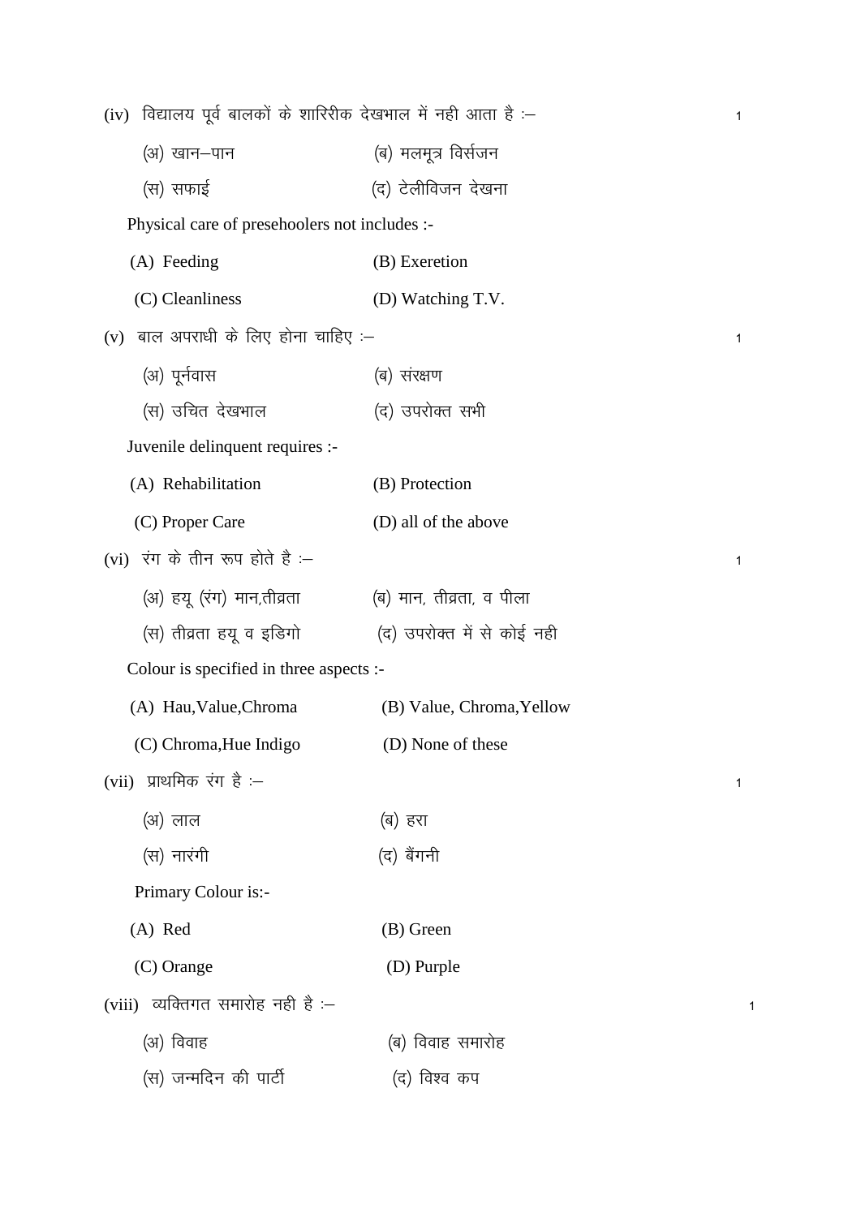(iv) विद्यालय पूर्व बालकों के शारिरीक देखभाल में नही आता है :– 1

(अ) खान–पान (ब) मलमूत्र विर्सजन

(स) सफाई (द) टेलीविजन देखना

Physical care of preschoolers not includes :-

(A) Feeding (B) Exeretion

(C) Cleanliness (D) Watching T.V.

(v) बाल अपराधी के लिए होना चाहिए :– 1

(अ) पूर्नवास (ब) संरक्षण

(स) उचित देखभाल (द) उपरोक्त सभी

Juvenile delinquent requires :-

(A) Rehabilitation (B) Protection

(C) Proper Care (D) all of the above

(vi) रंग के तीन रूप होते है :– 1

(अ) हयू (रंग) मान,तीव्रता (ब) मान, तीव्रता, व पीला

(स) तीव्रता हयू व इडिगो (द) उपरोक्त में से कोई नही

Colour is specified in three aspects :-

(A) Hau,Value,Chroma (B) Value, Chroma,Yellow

(C) Chroma,Hue Indigo (D) None of these

(vii) प्राथमिक रंग है :– 1

(अ) लाल (ब) हरा

(स) नारंगी (द) बैंगनी

Primary Colour is:-

(A) Red (B) Green

(C) Orange (D) Purple

(viii) व्यक्तिगत समारोह नही है :– 1

(अ) विवाह (ब) विवाह समारोह

(स) जन्मदिन की पार्टी (द) विश्व कप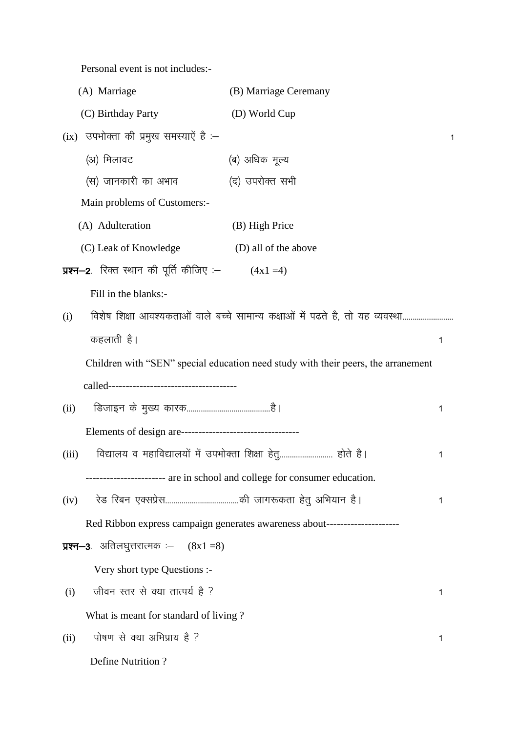Personal event is not includes:-

(A) Marriage (B) Marriage Ceremany

(C) Birthday Party (D) World Cup

(ix) उपभोक्ता की प्रमुख समस्याऐं है :– 1

(अ) मिलावट (ब) अधिक मूल्य

(स) जानकारी का अभाव (द) उपरोक्त सभी

Main problems of Customers:-

(A) Adulteration (B) High Price

(C) Leak of Knowledge (D) all of the above

**प्रश्न–2**. रिक्त स्थान की पूर्ति कीजिए :– (4x1 =4)

Fill in the blanks:-

(i) विशेष शिक्षा आवश्यकताओं वाले बच्चे सामान्य कक्षाओं में पढते है, तो यह व्यवस्था......................... कहलाती है। 1

Children with "SEN" special education need study with their peers, the arranement called-------------------------------------

(ii) डिजाइन के मुख्य कारक.........................................है। 1

Elements of design are----------------------------------

(iii) विद्यालय व महाविद्यालयों में उपभोक्ता शिक्षा हेतु.......................... होते है। 1

----------------------- are in school and college for consumer education.

(iv) रेड रिबन एक्सप्रेस....................................की जागरूकता हेतु अभियान है। 1

Red Ribbon express campaign generates awareness about---------------------

**प्रश्न–3**. अतिलघुत्तरात्मक :– (8x1 =8)

Very short type Questions :-

(i) जीवन स्तर से क्या तात्पर्य है ? 1

What is meant for standard of living ?

(ii) पोषण से क्या अभिप्राय है ? 1

Define Nutrition ?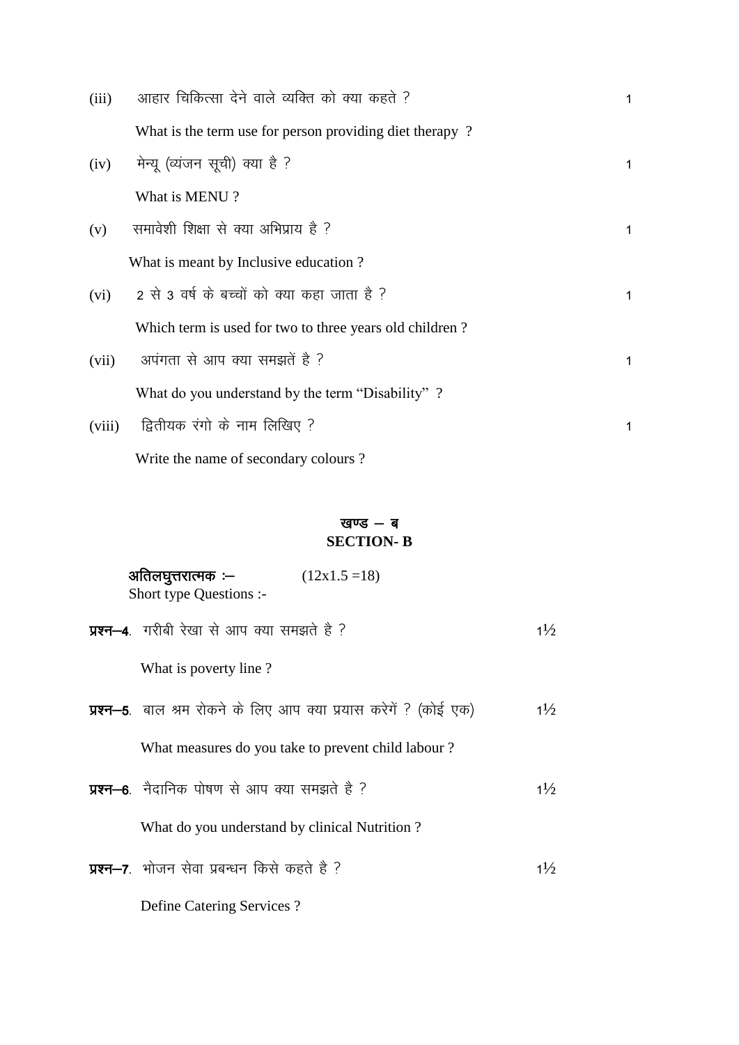(iii) आहार चिकित्सा देने वाले व्यक्ति को क्या कहते ? 1

What is the term use for person providing diet therapy ?

(iv) मेन्यू (व्यंजन सूची) क्या है ? 1

What is MENU ?

(v) समावेशी शिक्षा से क्या अभिप्राय है ? 1

What is meant by Inclusive education ?

(vi) 2 से 3 वर्ष के बच्चों को क्या कहा जाता है ? 1

Which term is used for two to three years old children ?

(vii) अपंगता से आप क्या समझतें है ? 1

What do you understand by the term "Disability" ?

(viii) द्वितीयक रंगो के नाम लिखिए ? 1

Write the name of secondary colours ?

## खण्ड – ब
## SECTION- B

**अतिलघुत्तरात्मक :–** (12x1.5 =18)
Short type Questions :-

**प्रश्न–4**. गरीबी रेखा से आप क्या समझते है ? 1½

What is poverty line ?

**प्रश्न–5**. बाल श्रम रोकने के लिए आप क्या प्रयास करेगें ? (कोई एक) 1½

What measures do you take to prevent child labour ?

**प्रश्न–6**. नैदानिक पोषण से आप क्या समझते है ? 1½

What do you understand by clinical Nutrition ?

**प्रश्न–7**. भोजन सेवा प्रबन्धन किसे कहते है ? 1½

Define Catering Services ?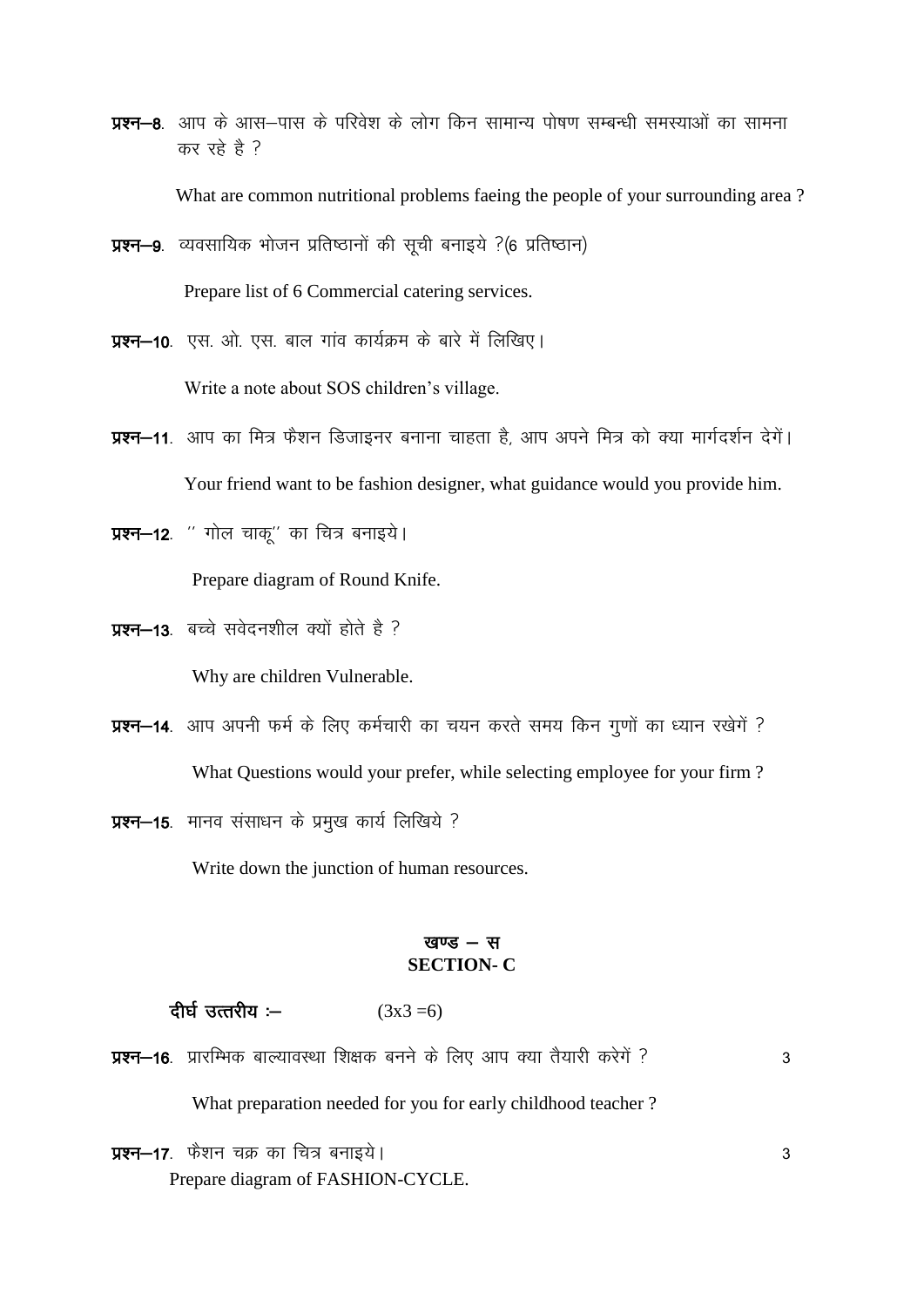**प्रश्न–8**. आप के आस–पास के परिवेश के लोग किन सामान्य पोषण सम्बन्धी समस्याओं का सामना कर रहे है ?

What are common nutritional problems faeing the people of your surrounding area ?

**प्रश्न–9**. व्यवसायिक भोजन प्रतिष्ठानों की सूची बनाइये ?(6 प्रतिष्ठान)

Prepare list of 6 Commercial catering services.

**प्रश्न–10**. एस. ओ. एस. बाल गांव कार्यक्रम के बारे में लिखिए।

Write a note about SOS children's village.

**प्रश्न–11**. आप का मित्र फैशन डिजाइनर बनाना चाहता है, आप अपने मित्र को क्या मार्गदर्शन देगें।

Your friend want to be fashion designer, what guidance would you provide him.

**प्रश्न–12**. '' गोल चाकू'' का चित्र बनाइये।

Prepare diagram of Round Knife.

**प्रश्न–13**. बच्चे सवेदनशील क्यों होते है ?

Why are children Vulnerable.

**प्रश्न–14**. आप अपनी फर्म के लिए कर्मचारी का चयन करते समय किन गुणों का ध्यान रखेगें ?

What Questions would your prefer, while selecting employee for your firm ?

**प्रश्न–15**. मानव संसाधन के प्रमुख कार्य लिखिये ?

Write down the junction of human resources.

## खण्ड – स
## SECTION- C

**दीर्घ उत्तरीय :–** (3x3 =6)

**प्रश्न–16**. प्रारम्भिक बाल्यावस्था शिक्षक बनने के लिए आप क्या तैयारी करेगें ? 3

What preparation needed for you for early childhood teacher ?

**प्रश्न–17**. फैशन चक्र का चित्र बनाइये। 3

Prepare diagram of FASHION-CYCLE.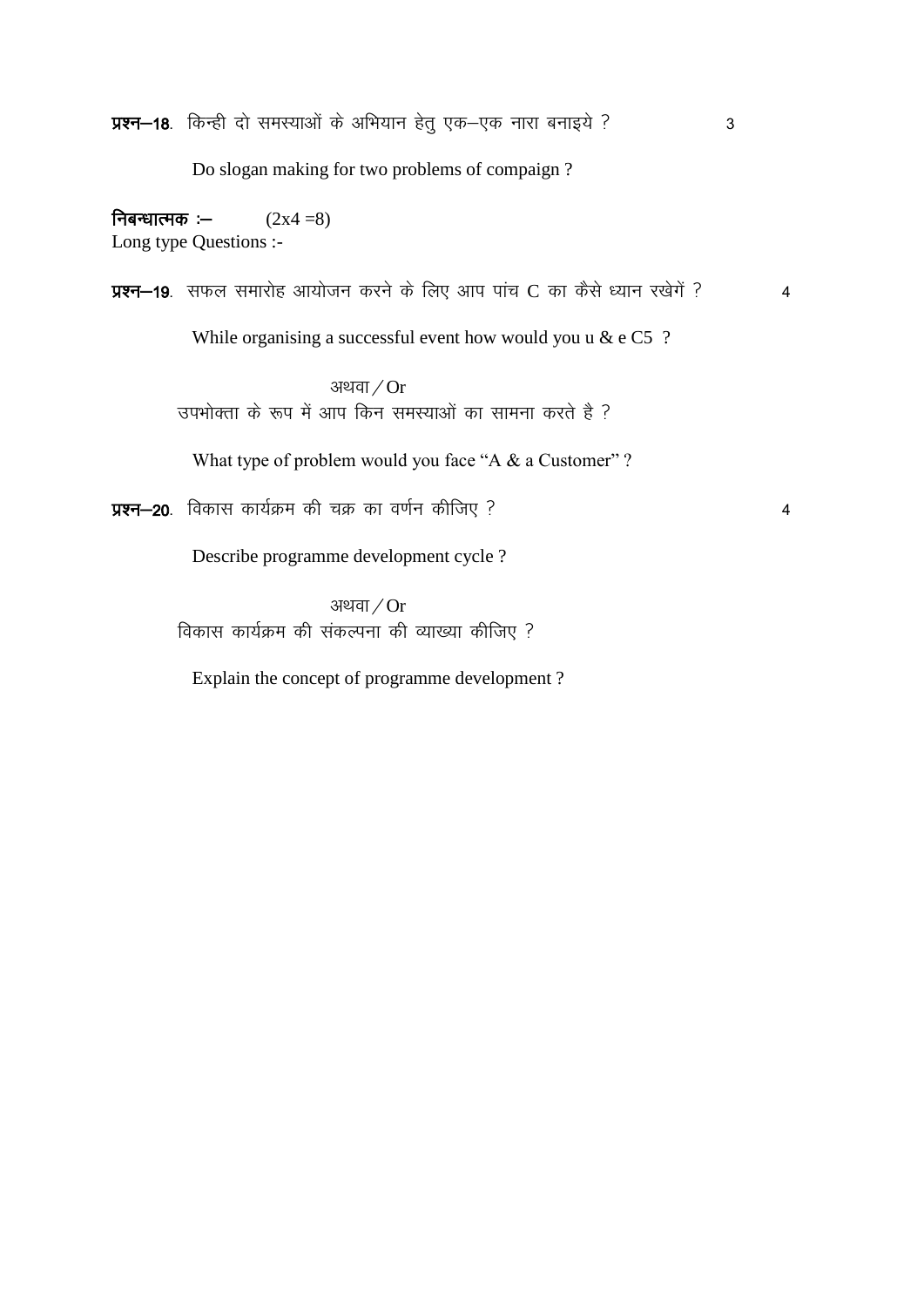**प्रश्न–18**. किन्ही दो समस्याओं के अभियान हेतु एक–एक नारा बनाइये ? 3

Do slogan making for two problems of compaign ?

**निबन्धात्मक :–** (2x4 =8)

Long type Questions :-

**प्रश्न–19**. सफल समारोह आयोजन करने के लिए आप पांच C का कैसे ध्यान रखेगें ? 4

While organising a successful event how would you u & e C5 ?

अथवा / Or

उपभोक्ता के रूप में आप किन समस्याओं का सामना करते है ?

What type of problem would you face "A & a Customer" ?

**प्रश्न–20**. विकास कार्यक्रम की चक्र का वर्णन कीजिए ? 4

Describe programme development cycle ?

अथवा / Or

विकास कार्यक्रम की संकल्पना की व्याख्या कीजिए ?

Explain the concept of programme development ?